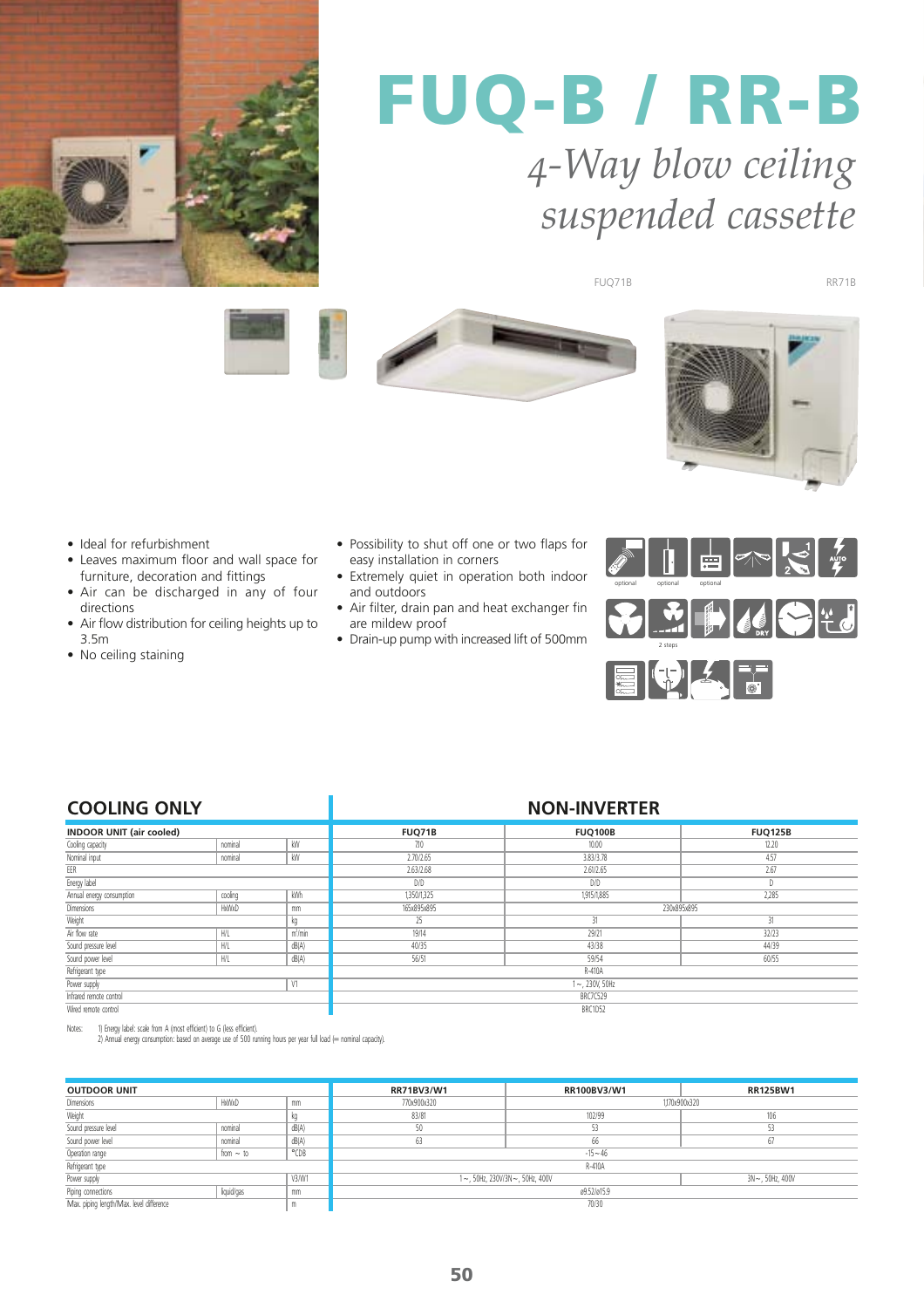# FUQ-B / RR-B

## *4-Way blow ceiling suspended cassette*

FUQ71B RR71B

- Ideal for refurbishment
- Leaves maximum floor and wall space for furniture, decoration and fittings
- Air can be discharged in any of four directions
- Air flow distribution for ceiling heights up to 3.5m
- No ceiling staining
- Possibility to shut off one or two flaps for easy installation in corners
- Extremely quiet in operation both indoor and outdoors
- Air filter, drain pan and heat exchanger fin are mildew proof
- Drain-up pump with increased lift of 500mm

optional optional optional

2 steps

| COOLING ONLY | | | NON-INVERTER | | |
|---|---|---|---|---|---|
| **INDOOR UNIT (air cooled)** | | | **FUQ71B** | **FUQ100B** | **FUQ125B** |
| Cooling capacity | nominal | kW | 7.10 | 10.00 | 12.20 |
| Nominal input | nominal | kW | 2.70/2.65 | 3.83/3.78 | 4.57 |
| EER | | | 2.63/2.68 | 2.61/2.65 | 2.67 |
| Energy label | | | D/D | D/D | D |
| Annual energy consumption | cooling | kWh | 1,350/1,325 | 1,915/1,885 | 2,285 |
| Dimensions | HxWxD | mm | 165x895x895 | 230x895x895 | |
| Weight | | kg | 25 | 31 | 31 |
| Air flow rate | H/L | $m^3$/min | 19/14 | 29/21 | 32/23 |
| Sound pressure level | H/L | dB(A) | 40/35 | 43/38 | 44/39 |
| Sound power level | H/L | dB(A) | 56/51 | 59/54 | 60/55 |
| Refrigerant type | | | R-410A | | |
| Power supply | | V1 | 1~, 230V, 50Hz | | |
| Infrared remote control | | | BRC7C529 | | |
| Wired remote control | | | BRC1D52 | | |

Notes: 1) Energy label: scale from A (most efficient) to G (less efficient).
2) Annual energy consumption: based on average use of 500 running hours per year full load (= nominal capacity).

| OUTDOOR UNIT | | | RR71BV3/W1 | RR100BV3/W1 | RR125BW1 |
|---|---|---|---|---|---|
| Dimensions | HxWxD | mm | 770x900x320 | 1,170x900x320 | |
| Weight | | kg | 83/81 | 102/99 | 106 |
| Sound pressure level | nominal | dB(A) | 50 | 53 | 53 |
| Sound power level | nominal | dB(A) | 63 | 66 | 67 |
| Operation range | from ~ to | °CDB | -15~46 | | |
| Refrigerant type | | | R-410A | | |
| Power supply | | V3/W1 | 1~, 50Hz, 230V/3N~, 50Hz, 400V | | 3N~, 50Hz, 400V |
| Piping connections | liquid/gas | mm | ø9.52/ø15.9 | | |
| Max. piping length/Max. level difference | | m | 70/30 | | |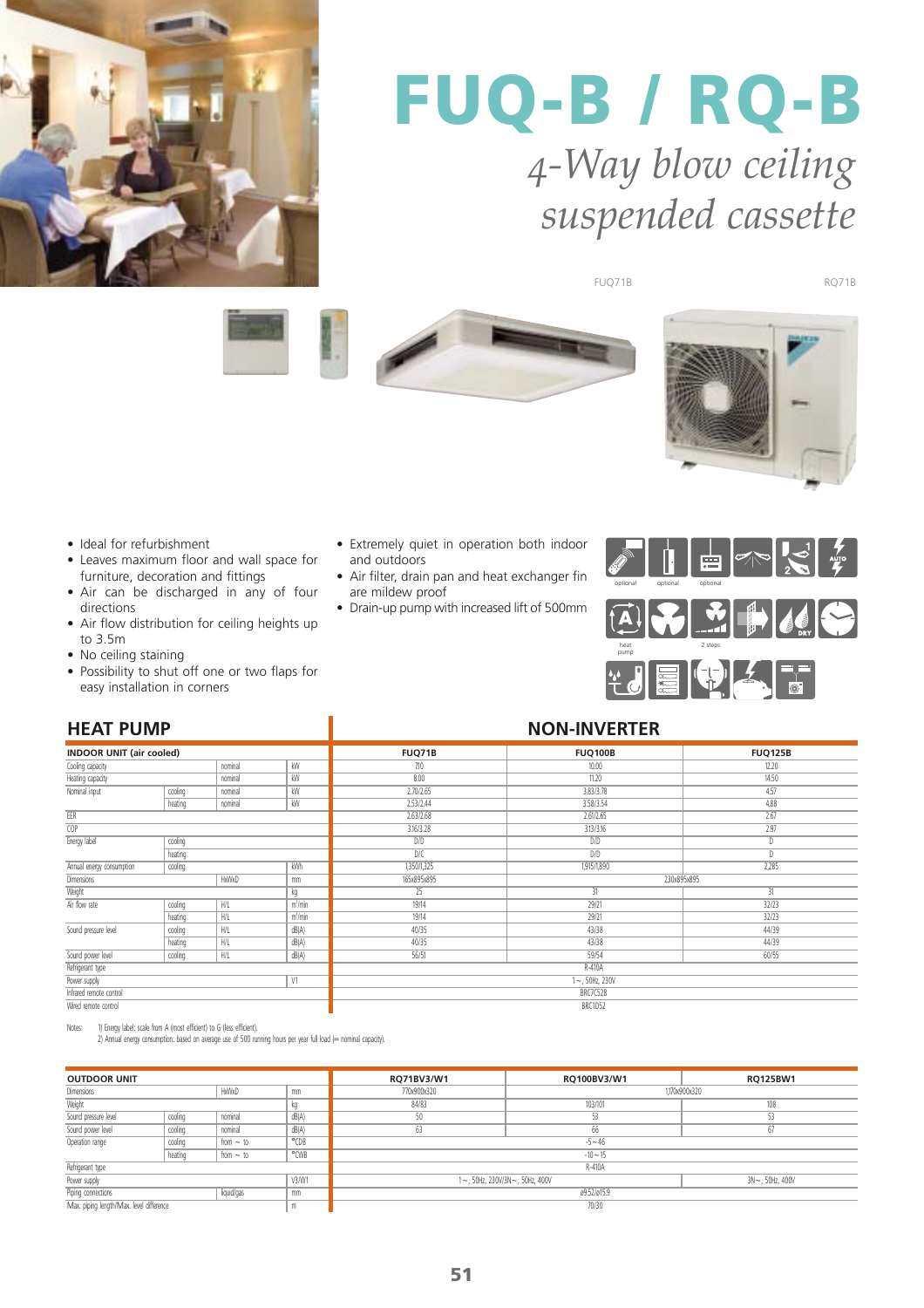# FUQ-B / RQ-B

*4-Way blow ceiling suspended cassette*

FUQ71B RQ71B

- Ideal for refurbishment
- Leaves maximum floor and wall space for furniture, decoration and fittings
- Air can be discharged in any of four directions
- Air flow distribution for ceiling heights up to 3.5m
- No ceiling staining
- Possibility to shut off one or two flaps for easy installation in corners
- Extremely quiet in operation both indoor and outdoors
- Air filter, drain pan and heat exchanger fin are mildew proof
- Drain-up pump with increased lift of 500mm

optional optional optional

heat pump 2 steps

## HEAT PUMP — NON-INVERTER

| INDOOR UNIT (air cooled) | | | | FUQ71B | FUQ100B | FUQ125B |
|---|---|---|---|---|---|---|
| Cooling capacity | | nominal | kW | 7.10 | 10.00 | 12.20 |
| Heating capacity | | nominal | kW | 8.00 | 11.20 | 14.50 |
| Nominal input | cooling | nominal | kW | 2.70/2.65 | 3.83/3.78 | 4.57 |
| | heating | nominal | kW | 2.53/2.44 | 3.58/3.54 | 4.88 |
| EER | | | | 2.63/2.68 | 2.61/2.65 | 2.67 |
| COP | | | | 3.16/3.28 | 3.13/3.16 | 2.97 |
| Energy label | cooling | | | D/D | D/D | D |
| | heating | | | D/C | D/D | D |
| Annual energy consumption | cooling | | kWh | 1,350/1,325 | 1,915/1,890 | 2,285 |
| Dimensions | | HxWxD | mm | 165x895x895 | 230x895x895 | |
| Weight | | | kg | 25 | 31 | 31 |
| Air flow rate | cooling | H/L | m³/min | 19/14 | 29/21 | 32/23 |
| | heating | H/L | m³/min | 19/14 | 29/21 | 32/23 |
| Sound pressure level | cooling | H/L | dB(A) | 40/35 | 43/38 | 44/39 |
| | heating | H/L | dB(A) | 40/35 | 43/38 | 44/39 |
| Sound power level | cooling | H/L | dB(A) | 56/51 | 59/54 | 60/55 |
| Refrigerant type | | | | R-410A | | |
| Power supply | | | V1 | 1~, 50Hz, 230V | | |
| Infrared remote control | | | | BRC7C528 | | |
| Wired remote control | | | | BRC1D52 | | |

Notes: 1) Energy label: scale from A (most efficient) to G (less efficient).
2) Annual energy consumption: based on average use of 500 running hours per year full load (= nominal capacity).

| OUTDOOR UNIT | | | | RQ71BV3/W1 | RQ100BV3/W1 | RQ125BW1 |
|---|---|---|---|---|---|---|
| Dimensions | | HxWxD | mm | 770x900x320 | 1,170x900x320 | |
| Weight | | | kg | 84/83 | 103/101 | 108 |
| Sound pressure level | cooling | nominal | dB(A) | 50 | 53 | 53 |
| Sound power level | cooling | nominal | dB(A) | 63 | 66 | 67 |
| Operation range | cooling | from ~ to | °CDB | -5~46 | | |
| | heating | from ~ to | °CWB | -10~15 | | |
| Refrigerant type | | | | R-410A | | |
| Power supply | | | V3/W1 | 1~, 50Hz, 230V/3N~, 50Hz, 400V | | 3N~, 50Hz, 400V |
| Piping connections | | liquid/gas | mm | ø9.52/ø15.9 | | |
| Max. piping length/Max. level difference | | | m | 70/30 | | |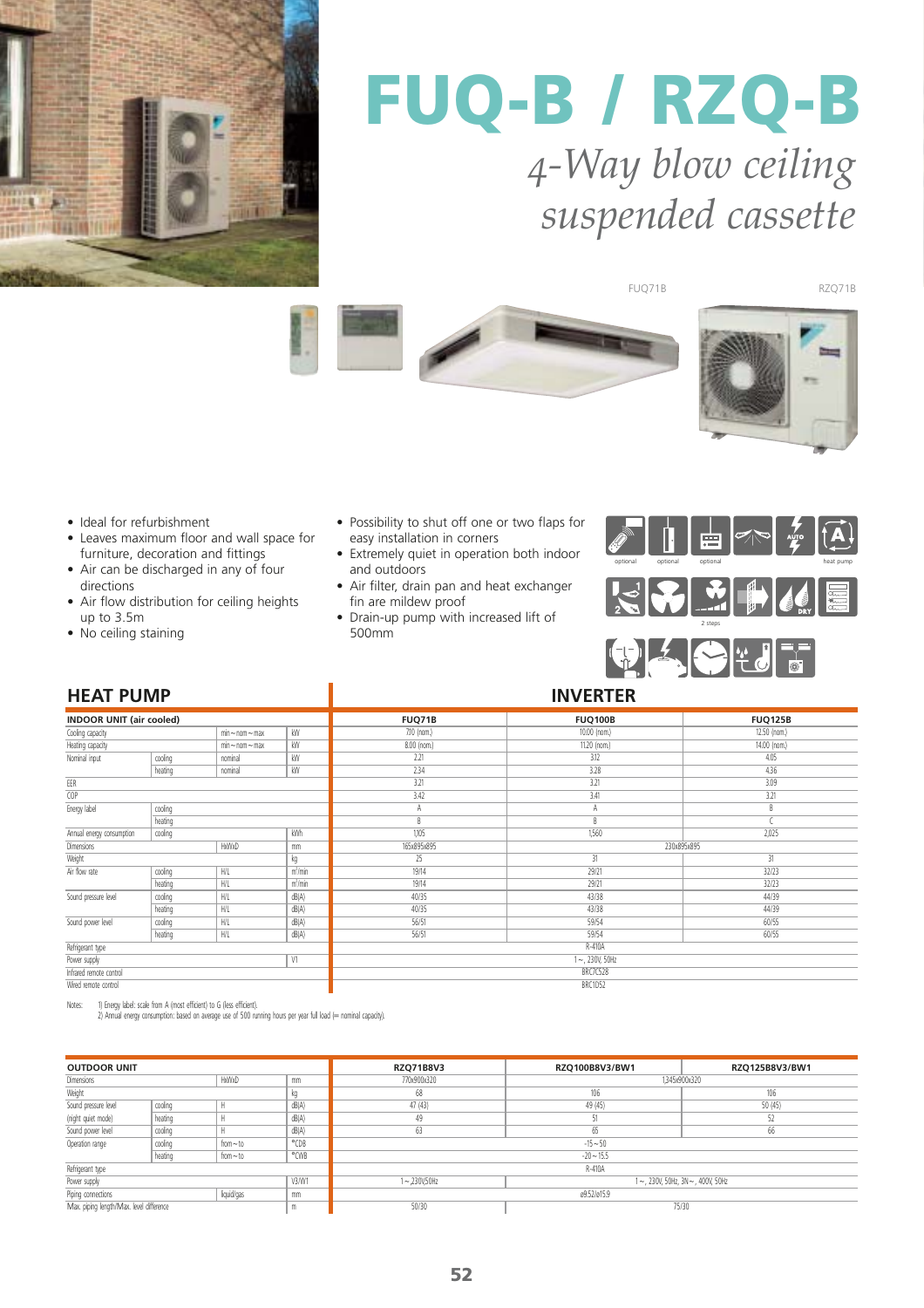# FUQ-B / RZQ-B

*4-Way blow ceiling suspended cassette*

FUQ71B

RZQ71B

- Ideal for refurbishment
- Leaves maximum floor and wall space for furniture, decoration and fittings
- Air can be discharged in any of four directions
- Air flow distribution for ceiling heights up to 3.5m
- No ceiling staining
- Possibility to shut off one or two flaps for easy installation in corners
- Extremely quiet in operation both indoor and outdoors
- Air filter, drain pan and heat exchanger fin are mildew proof
- Drain-up pump with increased lift of 500mm

optional optional optional heat pump

2 steps

DRY

## HEAT PUMP

## INVERTER

| INDOOR UNIT (air cooled) | | | | FUQ71B | FUQ100B | FUQ125B |
|---|---|---|---|---|---|---|
| Cooling capacity | | min ~ nom ~ max | kW | 7.10 (nom.) | 10.00 (nom.) | 12.50 (nom.) |
| Heating capacity | | min ~ nom ~ max | kW | 8.00 (nom.) | 11.20 (nom.) | 14.00 (nom.) |
| Nominal input | cooling | nominal | kW | 2.21 | 3.12 | 4.05 |
| | heating | nominal | kW | 2.34 | 3.28 | 4.36 |
| EER | | | | 3.21 | 3.21 | 3.09 |
| COP | | | | 3.42 | 3.41 | 3.21 |
| Energy label | cooling | | | A | A | B |
| | heating | | | B | B | C |
| Annual energy consumption | cooling | | kWh | 1,105 | 1,560 | 2,025 |
| Dimensions | | HxWxD | mm | 165x895x895 | 230x895x895 | |
| Weight | | | kg | 25 | 31 | 31 |
| Air flow rate | cooling | H/L | m³/min | 19/14 | 29/21 | 32/23 |
| | heating | H/L | m³/min | 19/14 | 29/21 | 32/23 |
| Sound pressure level | cooling | H/L | dB(A) | 40/35 | 43/38 | 44/39 |
| | heating | H/L | dB(A) | 40/35 | 43/38 | 44/39 |
| Sound power level | cooling | H/L | dB(A) | 56/51 | 59/54 | 60/55 |
| | heating | H/L | dB(A) | 56/51 | 59/54 | 60/55 |
| Refrigerant type | | | | R-410A | | |
| Power supply | | | V1 | 1~, 230V, 50Hz | | |
| Infrared remote control | | | | BRC7C528 | | |
| Wired remote control | | | | BRC1D52 | | |

Notes: 1) Energy label: scale from A (most efficient) to G (less efficient).
2) Annual energy consumption: based on average use of 500 running hours per year full load (= nominal capacity).

| OUTDOOR UNIT | | | | RZQ71B8V3 | RZQ100B8V3/BW1 | RZQ125B8V3/BW1 |
|---|---|---|---|---|---|---|
| Dimensions | | HxWxD | mm | 770x900x320 | 1,345x900x320 | |
| Weight | | | kg | 68 | 106 | 106 |
| Sound pressure level | cooling | H | dB(A) | 47 (43) | 49 (45) | 50 (45) |
| (night quiet mode) | heating | H | dB(A) | 49 | 51 | 52 |
| Sound power level | cooling | H | dB(A) | 63 | 65 | 66 |
| Operation range | cooling | from ~ to | °CDB | -15 ~ 50 | | |
| | heating | from ~ to | °CWB | -20 ~ 15.5 | | |
| Refrigerant type | | | | R-410A | | |
| Power supply | | | V3/W1 | 1 ~ 230V, 50Hz | 1 ~, 230V, 50Hz, 3N ~, 400V, 50Hz | |
| Piping connections | | liquid/gas | mm | ø9.52/ø15.9 | | |
| Max. piping length/Max. level difference | | | m | 50/30 | 75/30 | |